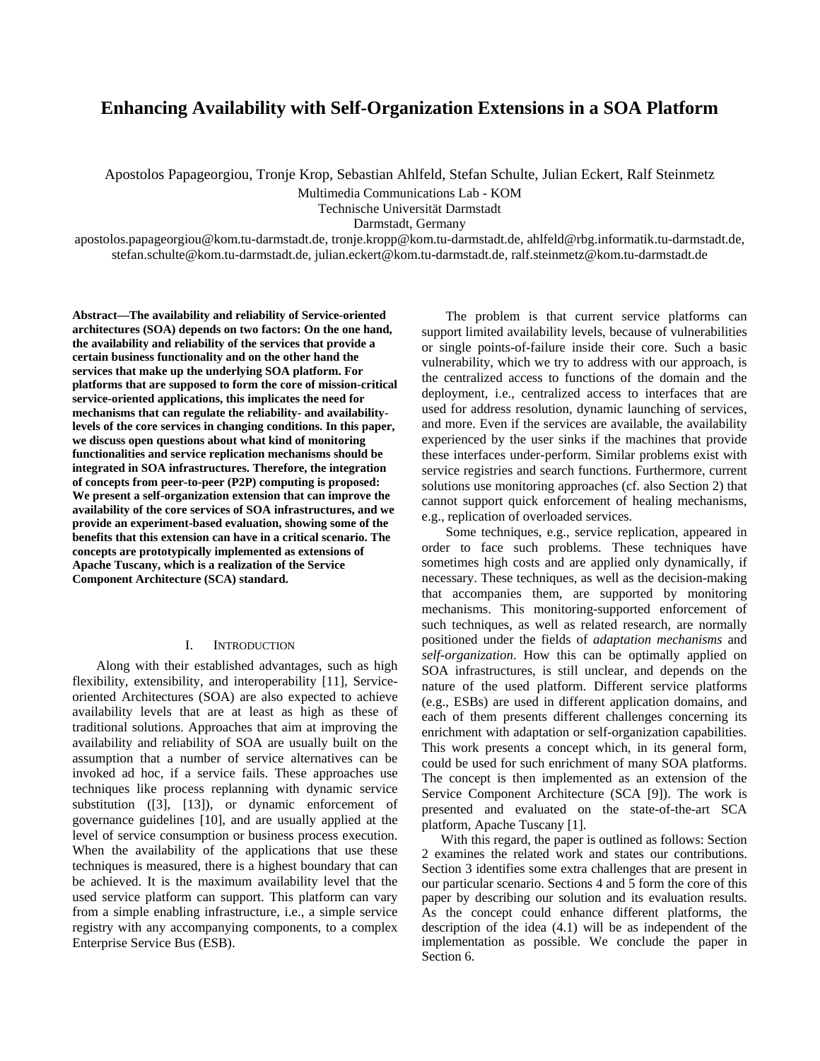# Enhancing Availability with Self-Organization Extensions in a SOA Platform

Apostolos Papageorgiou, Tronje Krop, Sebastian Ahlfeld, Stefan Schulte, Julian Eckert, Ralf Steinmetz

Multimedia Communications Lab - KOM
Technische Universität Darmstadt
Darmstadt, Germany

apostolos.papageorgiou@kom.tu-darmstadt.de, tronje.kropp@kom.tu-darmstadt.de, ahlfeld@rbg.informatik.tu-darmstadt.de, stefan.schulte@kom.tu-darmstadt.de, julian.eckert@kom.tu-darmstadt.de, ralf.steinmetz@kom.tu-darmstadt.de

**Abstract—The availability and reliability of Service-oriented architectures (SOA) depends on two factors: On the one hand, the availability and reliability of the services that provide a certain business functionality and on the other hand the services that make up the underlying SOA platform. For platforms that are supposed to form the core of mission-critical service-oriented applications, this implicates the need for mechanisms that can regulate the reliability- and availability-levels of the core services in changing conditions. In this paper, we discuss open questions about what kind of monitoring functionalities and service replication mechanisms should be integrated in SOA infrastructures. Therefore, the integration of concepts from peer-to-peer (P2P) computing is proposed: We present a self-organization extension that can improve the availability of the core services of SOA infrastructures, and we provide an experiment-based evaluation, showing some of the benefits that this extension can have in a critical scenario. The concepts are prototypically implemented as extensions of Apache Tuscany, which is a realization of the Service Component Architecture (SCA) standard.**

## I. Introduction

Along with their established advantages, such as high flexibility, extensibility, and interoperability [11], Service-oriented Architectures (SOA) are also expected to achieve availability levels that are at least as high as these of traditional solutions. Approaches that aim at improving the availability and reliability of SOA are usually built on the assumption that a number of service alternatives can be invoked ad hoc, if a service fails. These approaches use techniques like process replanning with dynamic service substitution ([3], [13]), or dynamic enforcement of governance guidelines [10], and are usually applied at the level of service consumption or business process execution. When the availability of the applications that use these techniques is measured, there is a highest boundary that can be achieved. It is the maximum availability level that the used service platform can support. This platform can vary from a simple enabling infrastructure, i.e., a simple service registry with any accompanying components, to a complex Enterprise Service Bus (ESB).

The problem is that current service platforms can support limited availability levels, because of vulnerabilities or single points-of-failure inside their core. Such a basic vulnerability, which we try to address with our approach, is the centralized access to functions of the domain and the deployment, i.e., centralized access to interfaces that are used for address resolution, dynamic launching of services, and more. Even if the services are available, the availability experienced by the user sinks if the machines that provide these interfaces under-perform. Similar problems exist with service registries and search functions. Furthermore, current solutions use monitoring approaches (cf. also Section 2) that cannot support quick enforcement of healing mechanisms, e.g., replication of overloaded services.

Some techniques, e.g., service replication, appeared in order to face such problems. These techniques have sometimes high costs and are applied only dynamically, if necessary. These techniques, as well as the decision-making that accompanies them, are supported by monitoring mechanisms. This monitoring-supported enforcement of such techniques, as well as related research, are normally positioned under the fields of *adaptation mechanisms* and *self-organization*. How this can be optimally applied on SOA infrastructures, is still unclear, and depends on the nature of the used platform. Different service platforms (e.g., ESBs) are used in different application domains, and each of them presents different challenges concerning its enrichment with adaptation or self-organization capabilities. This work presents a concept which, in its general form, could be used for such enrichment of many SOA platforms. The concept is then implemented as an extension of the Service Component Architecture (SCA [9]). The work is presented and evaluated on the state-of-the-art SCA platform, Apache Tuscany [1].

With this regard, the paper is outlined as follows: Section 2 examines the related work and states our contributions. Section 3 identifies some extra challenges that are present in our particular scenario. Sections 4 and 5 form the core of this paper by describing our solution and its evaluation results. As the concept could enhance different platforms, the description of the idea (4.1) will be as independent of the implementation as possible. We conclude the paper in Section 6.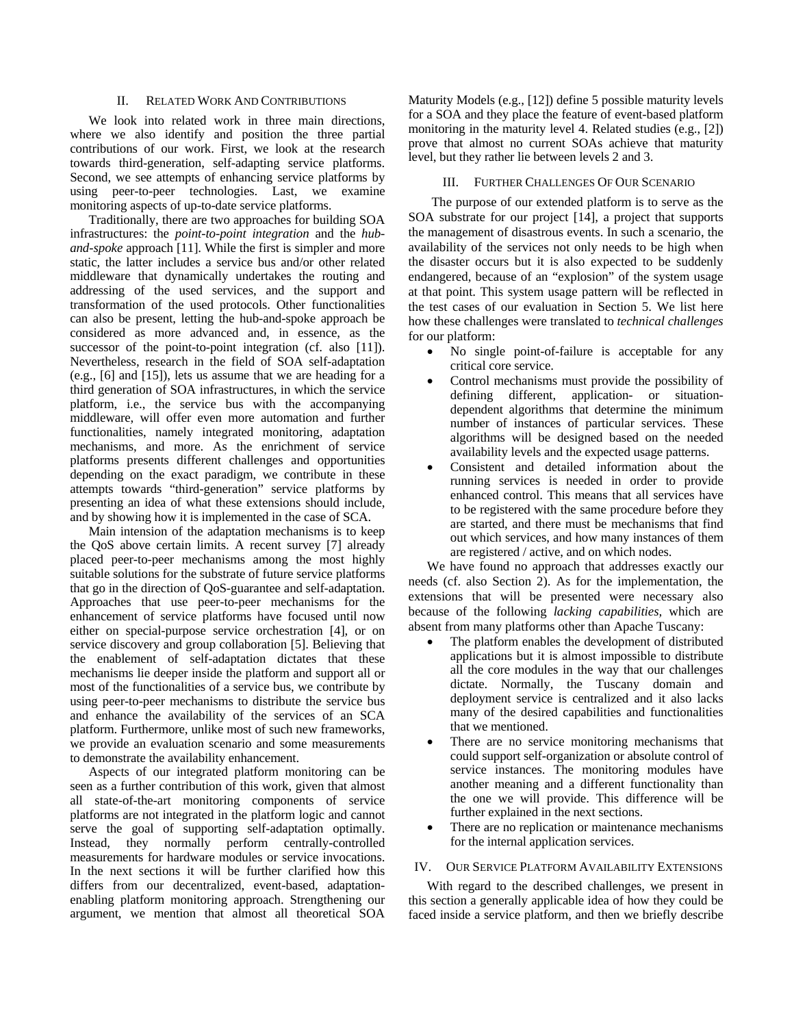## II. Related Work And Contributions

We look into related work in three main directions, where we also identify and position the three partial contributions of our work. First, we look at the research towards third-generation, self-adapting service platforms. Second, we see attempts of enhancing service platforms by using peer-to-peer technologies. Last, we examine monitoring aspects of up-to-date service platforms.

Traditionally, there are two approaches for building SOA infrastructures: the *point-to-point integration* and the *hub-and-spoke* approach [11]. While the first is simpler and more static, the latter includes a service bus and/or other related middleware that dynamically undertakes the routing and addressing of the used services, and the support and transformation of the used protocols. Other functionalities can also be present, letting the hub-and-spoke approach be considered as more advanced and, in essence, as the successor of the point-to-point integration (cf. also [11]). Nevertheless, research in the field of SOA self-adaptation (e.g., [6] and [15]), lets us assume that we are heading for a third generation of SOA infrastructures, in which the service platform, i.e., the service bus with the accompanying middleware, will offer even more automation and further functionalities, namely integrated monitoring, adaptation mechanisms, and more. As the enrichment of service platforms presents different challenges and opportunities depending on the exact paradigm, we contribute in these attempts towards "third-generation" service platforms by presenting an idea of what these extensions should include, and by showing how it is implemented in the case of SCA.

Main intension of the adaptation mechanisms is to keep the QoS above certain limits. A recent survey [7] already placed peer-to-peer mechanisms among the most highly suitable solutions for the substrate of future service platforms that go in the direction of QoS-guarantee and self-adaptation. Approaches that use peer-to-peer mechanisms for the enhancement of service platforms have focused until now either on special-purpose service orchestration [4], or on service discovery and group collaboration [5]. Believing that the enablement of self-adaptation dictates that these mechanisms lie deeper inside the platform and support all or most of the functionalities of a service bus, we contribute by using peer-to-peer mechanisms to distribute the service bus and enhance the availability of the services of an SCA platform. Furthermore, unlike most of such new frameworks, we provide an evaluation scenario and some measurements to demonstrate the availability enhancement.

Aspects of our integrated platform monitoring can be seen as a further contribution of this work, given that almost all state-of-the-art monitoring components of service platforms are not integrated in the platform logic and cannot serve the goal of supporting self-adaptation optimally. Instead, they normally perform centrally-controlled measurements for hardware modules or service invocations. In the next sections it will be further clarified how this differs from our decentralized, event-based, adaptation-enabling platform monitoring approach. Strengthening our argument, we mention that almost all theoretical SOA Maturity Models (e.g., [12]) define 5 possible maturity levels for a SOA and they place the feature of event-based platform monitoring in the maturity level 4. Related studies (e.g., [2]) prove that almost no current SOAs achieve that maturity level, but they rather lie between levels 2 and 3.

## III. Further Challenges Of Our Scenario

The purpose of our extended platform is to serve as the SOA substrate for our project [14], a project that supports the management of disastrous events. In such a scenario, the availability of the services not only needs to be high when the disaster occurs but it is also expected to be suddenly endangered, because of an "explosion" of the system usage at that point. This system usage pattern will be reflected in the test cases of our evaluation in Section 5. We list here how these challenges were translated to *technical challenges* for our platform:

- No single point-of-failure is acceptable for any critical core service.
- Control mechanisms must provide the possibility of defining different, application- or situation-dependent algorithms that determine the minimum number of instances of particular services. These algorithms will be designed based on the needed availability levels and the expected usage patterns.
- Consistent and detailed information about the running services is needed in order to provide enhanced control. This means that all services have to be registered with the same procedure before they are started, and there must be mechanisms that find out which services, and how many instances of them are registered / active, and on which nodes.

We have found no approach that addresses exactly our needs (cf. also Section 2). As for the implementation, the extensions that will be presented were necessary also because of the following *lacking capabilities*, which are absent from many platforms other than Apache Tuscany:

- The platform enables the development of distributed applications but it is almost impossible to distribute all the core modules in the way that our challenges dictate. Normally, the Tuscany domain and deployment service is centralized and it also lacks many of the desired capabilities and functionalities that we mentioned.
- There are no service monitoring mechanisms that could support self-organization or absolute control of service instances. The monitoring modules have another meaning and a different functionality than the one we will provide. This difference will be further explained in the next sections.
- There are no replication or maintenance mechanisms for the internal application services.

## IV. Our Service Platform Availability Extensions

With regard to the described challenges, we present in this section a generally applicable idea of how they could be faced inside a service platform, and then we briefly describe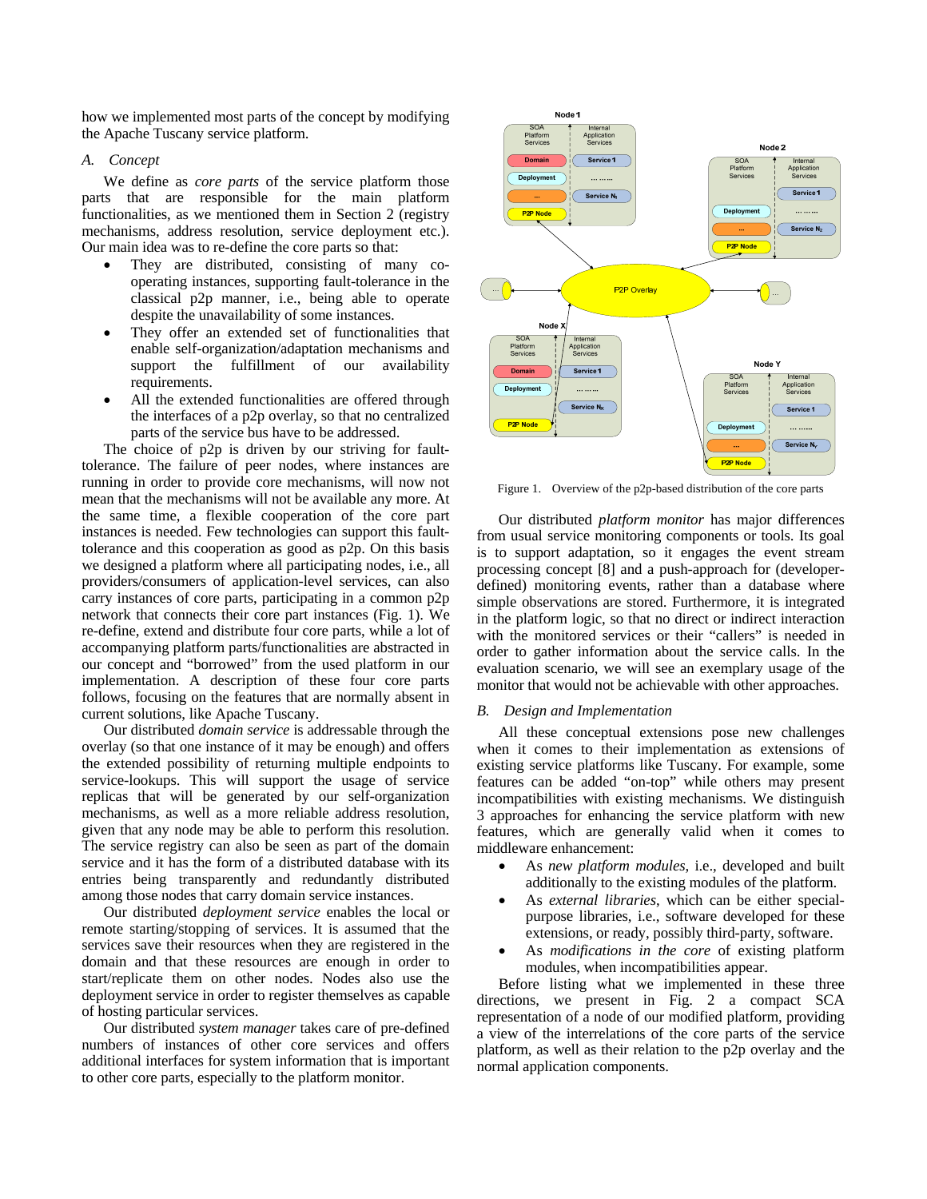how we implemented most parts of the concept by modifying the Apache Tuscany service platform.

## A. Concept

We define as *core parts* of the service platform those parts that are responsible for the main platform functionalities, as we mentioned them in Section 2 (registry mechanisms, address resolution, service deployment etc.). Our main idea was to re-define the core parts so that:

- They are distributed, consisting of many co-operating instances, supporting fault-tolerance in the classical p2p manner, i.e., being able to operate despite the unavailability of some instances.
- They offer an extended set of functionalities that enable self-organization/adaptation mechanisms and support the fulfillment of our availability requirements.
- All the extended functionalities are offered through the interfaces of a p2p overlay, so that no centralized parts of the service bus have to be addressed.

The choice of p2p is driven by our striving for fault-tolerance. The failure of peer nodes, where instances are running in order to provide core mechanisms, will now not mean that the mechanisms will not be available any more. At the same time, a flexible cooperation of the core part instances is needed. Few technologies can support this fault-tolerance and this cooperation as good as p2p. On this basis we designed a platform where all participating nodes, i.e., all providers/consumers of application-level services, can also carry instances of core parts, participating in a common p2p network that connects their core part instances (Fig. 1). We re-define, extend and distribute four core parts, while a lot of accompanying platform parts/functionalities are abstracted in our concept and "borrowed" from the used platform in our implementation. A description of these four core parts follows, focusing on the features that are normally absent in current solutions, like Apache Tuscany.

Our distributed *domain service* is addressable through the overlay (so that one instance of it may be enough) and offers the extended possibility of returning multiple endpoints to service-lookups. This will support the usage of service replicas that will be generated by our self-organization mechanisms, as well as a more reliable address resolution, given that any node may be able to perform this resolution. The service registry can also be seen as part of the domain service and it has the form of a distributed database with its entries being transparently and redundantly distributed among those nodes that carry domain service instances.

Our distributed *deployment service* enables the local or remote starting/stopping of services. It is assumed that the services save their resources when they are registered in the domain and that these resources are enough in order to start/replicate them on other nodes. Nodes also use the deployment service in order to register themselves as capable of hosting particular services.

Our distributed *system manager* takes care of pre-defined numbers of instances of other core services and offers additional interfaces for system information that is important to other core parts, especially to the platform monitor.

Node 1
SOA Platform Services
Internal Application Services
Domain
Deployment
...
P2P Node
Service 1
... ... ...
Service $N_1$

Node 2
SOA Platform Services
Internal Application Services
Deployment
...
P2P Node
Service 1
... ... ...
Service $N_2$

P2P Overlay

Node X
SOA Platform Services
Internal Application Services
Domain
Deployment
P2P Node
Service 1
... ... ...
Service $N_X$

Node Y
SOA Platform Services
Internal Application Services
Deployment
...
P2P Node
Service 1
... ......
Service $N_Y$

Figure 1. Overview of the p2p-based distribution of the core parts

Our distributed *platform monitor* has major differences from usual service monitoring components or tools. Its goal is to support adaptation, so it engages the event stream processing concept [8] and a push-approach for (developer-defined) monitoring events, rather than a database where simple observations are stored. Furthermore, it is integrated in the platform logic, so that no direct or indirect interaction with the monitored services or their "callers" is needed in order to gather information about the service calls. In the evaluation scenario, we will see an exemplary usage of the monitor that would not be achievable with other approaches.

## B. Design and Implementation

All these conceptual extensions pose new challenges when it comes to their implementation as extensions of existing service platforms like Tuscany. For example, some features can be added "on-top" while others may present incompatibilities with existing mechanisms. We distinguish 3 approaches for enhancing the service platform with new features, which are generally valid when it comes to middleware enhancement:

- As *new platform modules*, i.e., developed and built additionally to the existing modules of the platform.
- As *external libraries*, which can be either special-purpose libraries, i.e., software developed for these extensions, or ready, possibly third-party, software.
- As *modifications in the core* of existing platform modules, when incompatibilities appear.

Before listing what we implemented in these three directions, we present in Fig. 2 a compact SCA representation of a node of our modified platform, providing a view of the interrelations of the core parts of the service platform, as well as their relation to the p2p overlay and the normal application components.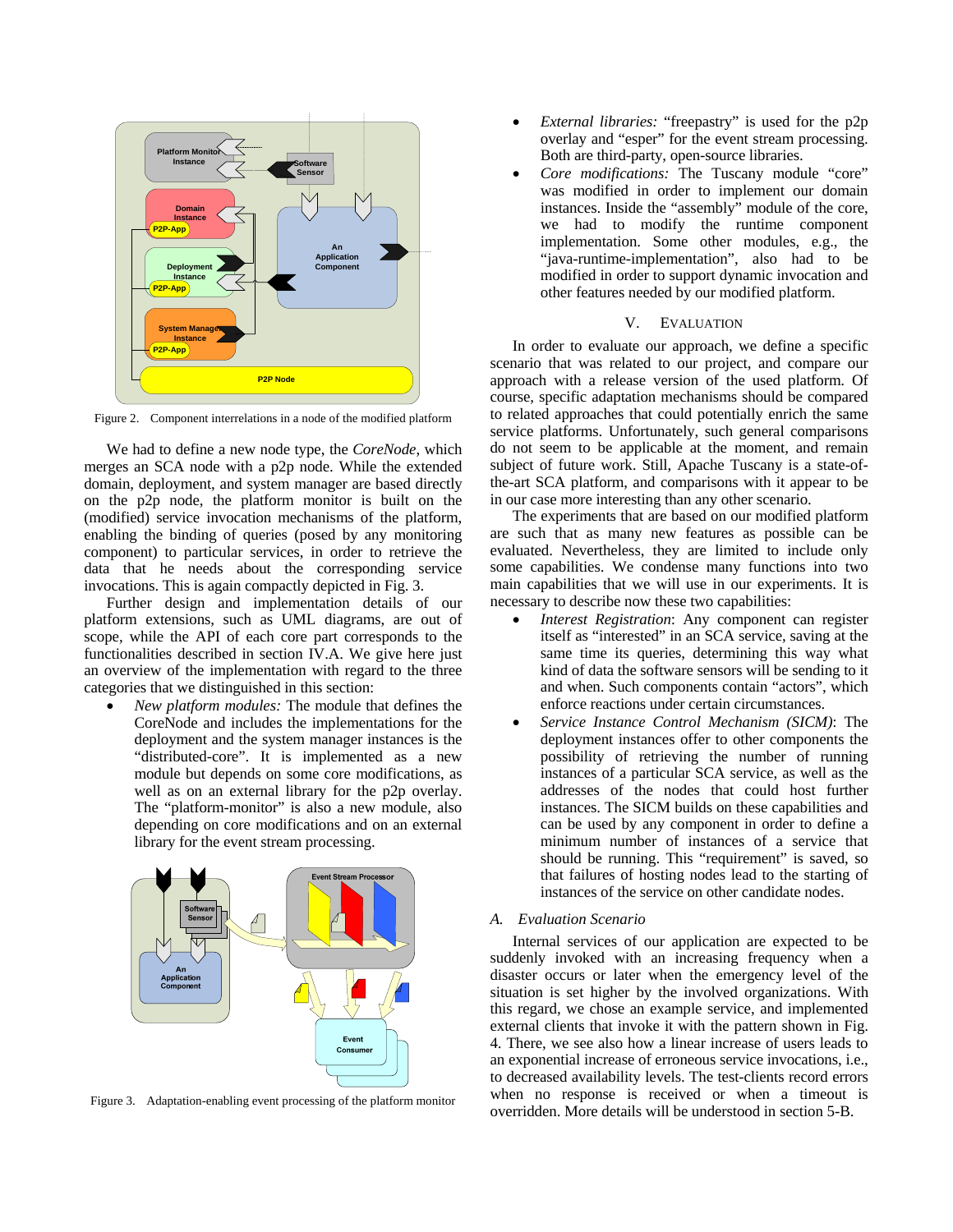Figure 2. Component interrelations in a node of the modified platform

We had to define a new node type, the *CoreNode*, which merges an SCA node with a p2p node. While the extended domain, deployment, and system manager are based directly on the p2p node, the platform monitor is built on the (modified) service invocation mechanisms of the platform, enabling the binding of queries (posed by any monitoring component) to particular services, in order to retrieve the data that he needs about the corresponding service invocations. This is again compactly depicted in Fig. 3.

Further design and implementation details of our platform extensions, such as UML diagrams, are out of scope, while the API of each core part corresponds to the functionalities described in section IV.A. We give here just an overview of the implementation with regard to the three categories that we distinguished in this section:

- *New platform modules:* The module that defines the CoreNode and includes the implementations for the deployment and the system manager instances is the "distributed-core". It is implemented as a new module but depends on some core modifications, as well as on an external library for the p2p overlay. The "platform-monitor" is also a new module, also depending on core modifications and on an external library for the event stream processing.

Figure 3. Adaptation-enabling event processing of the platform monitor

- *External libraries:* "freepastry" is used for the p2p overlay and "esper" for the event stream processing. Both are third-party, open-source libraries.
- *Core modifications:* The Tuscany module "core" was modified in order to implement our domain instances. Inside the "assembly" module of the core, we had to modify the runtime component implementation. Some other modules, e.g., the "java-runtime-implementation", also had to be modified in order to support dynamic invocation and other features needed by our modified platform.

## V. Evaluation

In order to evaluate our approach, we define a specific scenario that was related to our project, and compare our approach with a release version of the used platform. Of course, specific adaptation mechanisms should be compared to related approaches that could potentially enrich the same service platforms. Unfortunately, such general comparisons do not seem to be applicable at the moment, and remain subject of future work. Still, Apache Tuscany is a state-of-the-art SCA platform, and comparisons with it appear to be in our case more interesting than any other scenario.

The experiments that are based on our modified platform are such that as many new features as possible can be evaluated. Nevertheless, they are limited to include only some capabilities. We condense many functions into two main capabilities that we will use in our experiments. It is necessary to describe now these two capabilities:

- *Interest Registration*: Any component can register itself as "interested" in an SCA service, saving at the same time its queries, determining this way what kind of data the software sensors will be sending to it and when. Such components contain "actors", which enforce reactions under certain circumstances.
- *Service Instance Control Mechanism (SICM)*: The deployment instances offer to other components the possibility of retrieving the number of running instances of a particular SCA service, as well as the addresses of the nodes that could host further instances. The SICM builds on these capabilities and can be used by any component in order to define a minimum number of instances of a service that should be running. This "requirement" is saved, so that failures of hosting nodes lead to the starting of instances of the service on other candidate nodes.

### A. Evaluation Scenario

Internal services of our application are expected to be suddenly invoked with an increasing frequency when a disaster occurs or later when the emergency level of the situation is set higher by the involved organizations. With this regard, we chose an example service, and implemented external clients that invoke it with the pattern shown in Fig. 4. There, we see also how a linear increase of users leads to an exponential increase of erroneous service invocations, i.e., to decreased availability levels. The test-clients record errors when no response is received or when a timeout is overridden. More details will be understood in section 5-B.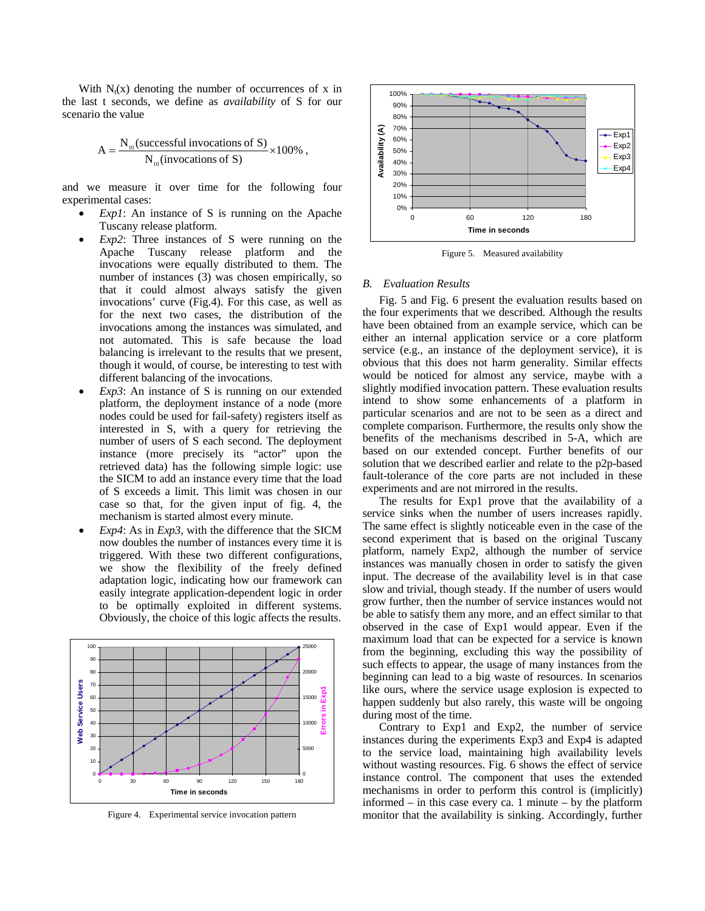With $N_t(x)$ denoting the number of occurrences of x in the last t seconds, we define as *availability* of S for our scenario the value

$$A = \frac{N_{10}(\text{successful invocations of S})}{N_{10}(\text{invocations of S})} \times 100\%,$$

and we measure it over time for the following four experimental cases:

- *Exp1*: An instance of S is running on the Apache Tuscany release platform.
- *Exp2*: Three instances of S were running on the Apache Tuscany release platform and the invocations were equally distributed to them. The number of instances (3) was chosen empirically, so that it could almost always satisfy the given invocations' curve (Fig.4). For this case, as well as for the next two cases, the distribution of the invocations among the instances was simulated, and not automated. This is safe because the load balancing is irrelevant to the results that we present, though it would, of course, be interesting to test with different balancing of the invocations.
- *Exp3*: An instance of S is running on our extended platform, the deployment instance of a node (more nodes could be used for fail-safety) registers itself as interested in S, with a query for retrieving the number of users of S each second. The deployment instance (more precisely its "actor" upon the retrieved data) has the following simple logic: use the SICM to add an instance every time that the load of S exceeds a limit. This limit was chosen in our case so that, for the given input of fig. 4, the mechanism is started almost every minute.
- *Exp4*: As in *Exp3*, with the difference that the SICM now doubles the number of instances every time it is triggered. With these two different configurations, we show the flexibility of the freely defined adaptation logic, indicating how our framework can easily integrate application-dependent logic in order to be optimally exploited in different systems. Obviously, the choice of this logic affects the results.

Figure 4. Experimental service invocation pattern

Figure 5. Measured availability

## B. Evaluation Results

Fig. 5 and Fig. 6 present the evaluation results based on the four experiments that we described. Although the results have been obtained from an example service, which can be either an internal application service or a core platform service (e.g., an instance of the deployment service), it is obvious that this does not harm generality. Similar effects would be noticed for almost any service, maybe with a slightly modified invocation pattern. These evaluation results intend to show some enhancements of a platform in particular scenarios and are not to be seen as a direct and complete comparison. Furthermore, the results only show the benefits of the mechanisms described in 5-A, which are based on our extended concept. Further benefits of our solution that we described earlier and relate to the p2p-based fault-tolerance of the core parts are not included in these experiments and are not mirrored in the results.

The results for Exp1 prove that the availability of a service sinks when the number of users increases rapidly. The same effect is slightly noticeable even in the case of the second experiment that is based on the original Tuscany platform, namely Exp2, although the number of service instances was manually chosen in order to satisfy the given input. The decrease of the availability level is in that case slow and trivial, though steady. If the number of users would grow further, then the number of service instances would not be able to satisfy them any more, and an effect similar to that observed in the case of Exp1 would appear. Even if the maximum load that can be expected for a service is known from the beginning, excluding this way the possibility of such effects to appear, the usage of many instances from the beginning can lead to a big waste of resources. In scenarios like ours, where the service usage explosion is expected to happen suddenly but also rarely, this waste will be ongoing during most of the time.

Contrary to Exp1 and Exp2, the number of service instances during the experiments Exp3 and Exp4 is adapted to the service load, maintaining high availability levels without wasting resources. Fig. 6 shows the effect of service instance control. The component that uses the extended mechanisms in order to perform this control is (implicitly) informed – in this case every ca. 1 minute – by the platform monitor that the availability is sinking. Accordingly, further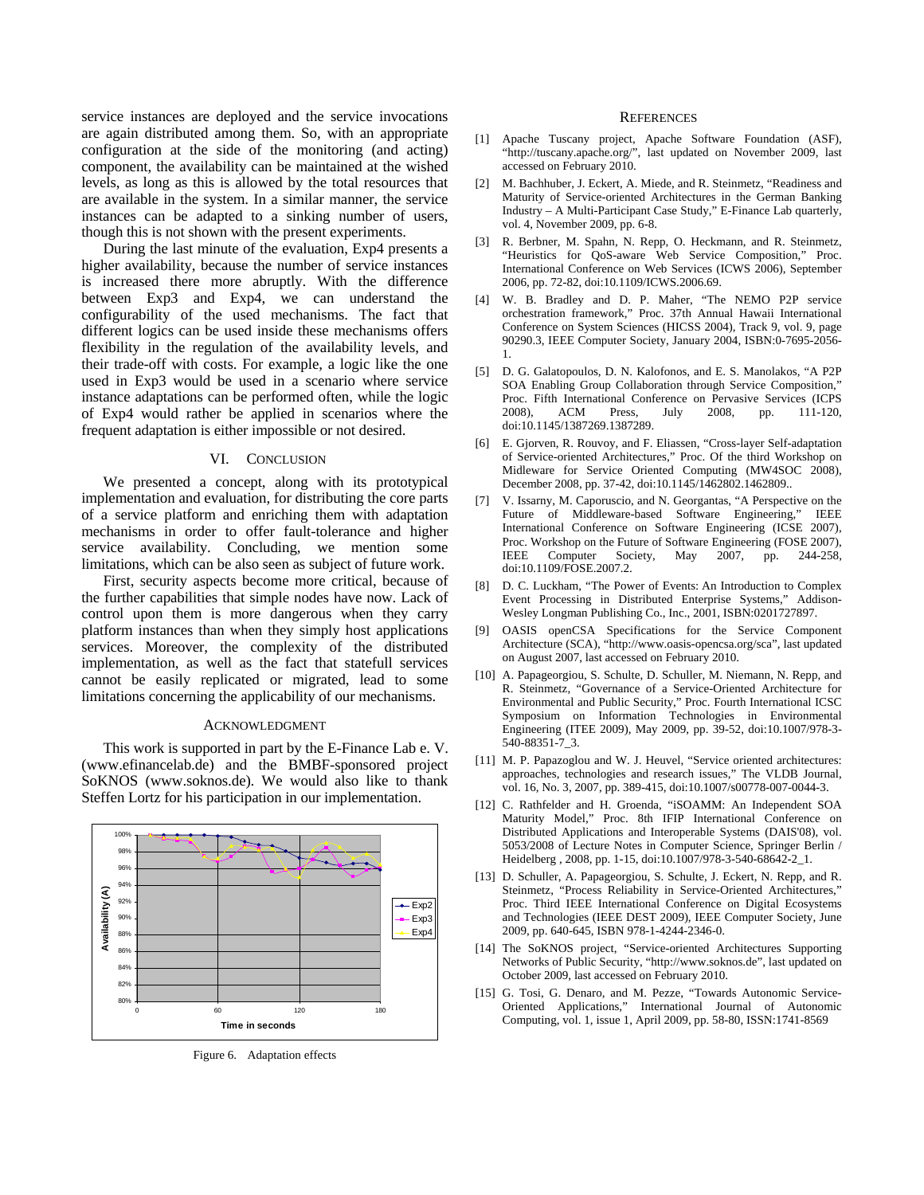service instances are deployed and the service invocations are again distributed among them. So, with an appropriate configuration at the side of the monitoring (and acting) component, the availability can be maintained at the wished levels, as long as this is allowed by the total resources that are available in the system. In a similar manner, the service instances can be adapted to a sinking number of users, though this is not shown with the present experiments.

During the last minute of the evaluation, Exp4 presents a higher availability, because the number of service instances is increased there more abruptly. With the difference between Exp3 and Exp4, we can understand the configurability of the used mechanisms. The fact that different logics can be used inside these mechanisms offers flexibility in the regulation of the availability levels, and their trade-off with costs. For example, a logic like the one used in Exp3 would be used in a scenario where service instance adaptations can be performed often, while the logic of Exp4 would rather be applied in scenarios where the frequent adaptation is either impossible or not desired.

## VI. Conclusion

We presented a concept, along with its prototypical implementation and evaluation, for distributing the core parts of a service platform and enriching them with adaptation mechanisms in order to offer fault-tolerance and higher service availability. Concluding, we mention some limitations, which can be also seen as subject of future work.

First, security aspects become more critical, because of the further capabilities that simple nodes have now. Lack of control upon them is more dangerous when they carry platform instances than when they simply host applications services. Moreover, the complexity of the distributed implementation, as well as the fact that statefull services cannot be easily replicated or migrated, lead to some limitations concerning the applicability of our mechanisms.

## Acknowledgment

This work is supported in part by the E-Finance Lab e. V. (www.efinancelab.de) and the BMBF-sponsored project SoKNOS (www.soknos.de). We would also like to thank Steffen Lortz for his participation in our implementation.

100%
98%
96%
94%
92%
90%
88%
86%
84%
82%
80%
Availability (A)
0
60
120
180
Time in seconds
Exp2
Exp3
Exp4

Figure 6. Adaptation effects

## References

[1] Apache Tuscany project, Apache Software Foundation (ASF), "http://tuscany.apache.org/", last updated on November 2009, last accessed on February 2010.

[2] M. Bachhuber, J. Eckert, A. Miede, and R. Steinmetz, "Readiness and Maturity of Service-oriented Architectures in the German Banking Industry – A Multi-Participant Case Study," E-Finance Lab quarterly, vol. 4, November 2009, pp. 6-8.

[3] R. Berbner, M. Spahn, N. Repp, O. Heckmann, and R. Steinmetz, "Heuristics for QoS-aware Web Service Composition," Proc. International Conference on Web Services (ICWS 2006), September 2006, pp. 72-82, doi:10.1109/ICWS.2006.69.

[4] W. B. Bradley and D. P. Maher, "The NEMO P2P service orchestration framework," Proc. 37th Annual Hawaii International Conference on System Sciences (HICSS 2004), Track 9, vol. 9, page 90290.3, IEEE Computer Society, January 2004, ISBN:0-7695-2056-1.

[5] D. G. Galatopoulos, D. N. Kalofonos, and E. S. Manolakos, "A P2P SOA Enabling Group Collaboration through Service Composition," Proc. Fifth International Conference on Pervasive Services (ICPS 2008), ACM Press, July 2008, pp. 111-120, doi:10.1145/1387269.1387289.

[6] E. Gjorven, R. Rouvoy, and F. Eliassen, "Cross-layer Self-adaptation of Service-oriented Architectures," Proc. Of the third Workshop on Midleware for Service Oriented Computing (MW4SOC 2008), December 2008, pp. 37-42, doi:10.1145/1462802.1462809..

[7] V. Issarny, M. Caporuscio, and N. Georgantas, "A Perspective on the Future of Middleware-based Software Engineering," IEEE International Conference on Software Engineering (ICSE 2007), Proc. Workshop on the Future of Software Engineering (FOSE 2007), IEEE Computer Society, May 2007, pp. 244-258, doi:10.1109/FOSE.2007.2.

[8] D. C. Luckham, "The Power of Events: An Introduction to Complex Event Processing in Distributed Enterprise Systems," Addison-Wesley Longman Publishing Co., Inc., 2001, ISBN:0201727897.

[9] OASIS openCSA Specifications for the Service Component Architecture (SCA), "http://www.oasis-opencsa.org/sca", last updated on August 2007, last accessed on February 2010.

[10] A. Papageorgiou, S. Schulte, D. Schuller, M. Niemann, N. Repp, and R. Steinmetz, "Governance of a Service-Oriented Architecture for Environmental and Public Security," Proc. Fourth International ICSC Symposium on Information Technologies in Environmental Engineering (ITEE 2009), May 2009, pp. 39-52, doi:10.1007/978-3-540-88351-7_3.

[11] M. P. Papazoglou and W. J. Heuvel, "Service oriented architectures: approaches, technologies and research issues," The VLDB Journal, vol. 16, No. 3, 2007, pp. 389-415, doi:10.1007/s00778-007-0044-3.

[12] C. Rathfelder and H. Groenda, "iSOAMM: An Independent SOA Maturity Model," Proc. 8th IFIP International Conference on Distributed Applications and Interoperable Systems (DAIS'08), vol. 5053/2008 of Lecture Notes in Computer Science, Springer Berlin / Heidelberg , 2008, pp. 1-15, doi:10.1007/978-3-540-68642-2_1.

[13] D. Schuller, A. Papageorgiou, S. Schulte, J. Eckert, N. Repp, and R. Steinmetz, "Process Reliability in Service-Oriented Architectures," Proc. Third IEEE International Conference on Digital Ecosystems and Technologies (IEEE DEST 2009), IEEE Computer Society, June 2009, pp. 640-645, ISBN 978-1-4244-2346-0.

[14] The SoKNOS project, "Service-oriented Architectures Supporting Networks of Public Security, "http://www.soknos.de", last updated on October 2009, last accessed on February 2010.

[15] G. Tosi, G. Denaro, and M. Pezze, "Towards Autonomic Service-Oriented Applications," International Journal of Autonomic Computing, vol. 1, issue 1, April 2009, pp. 58-80, ISSN:1741-8569